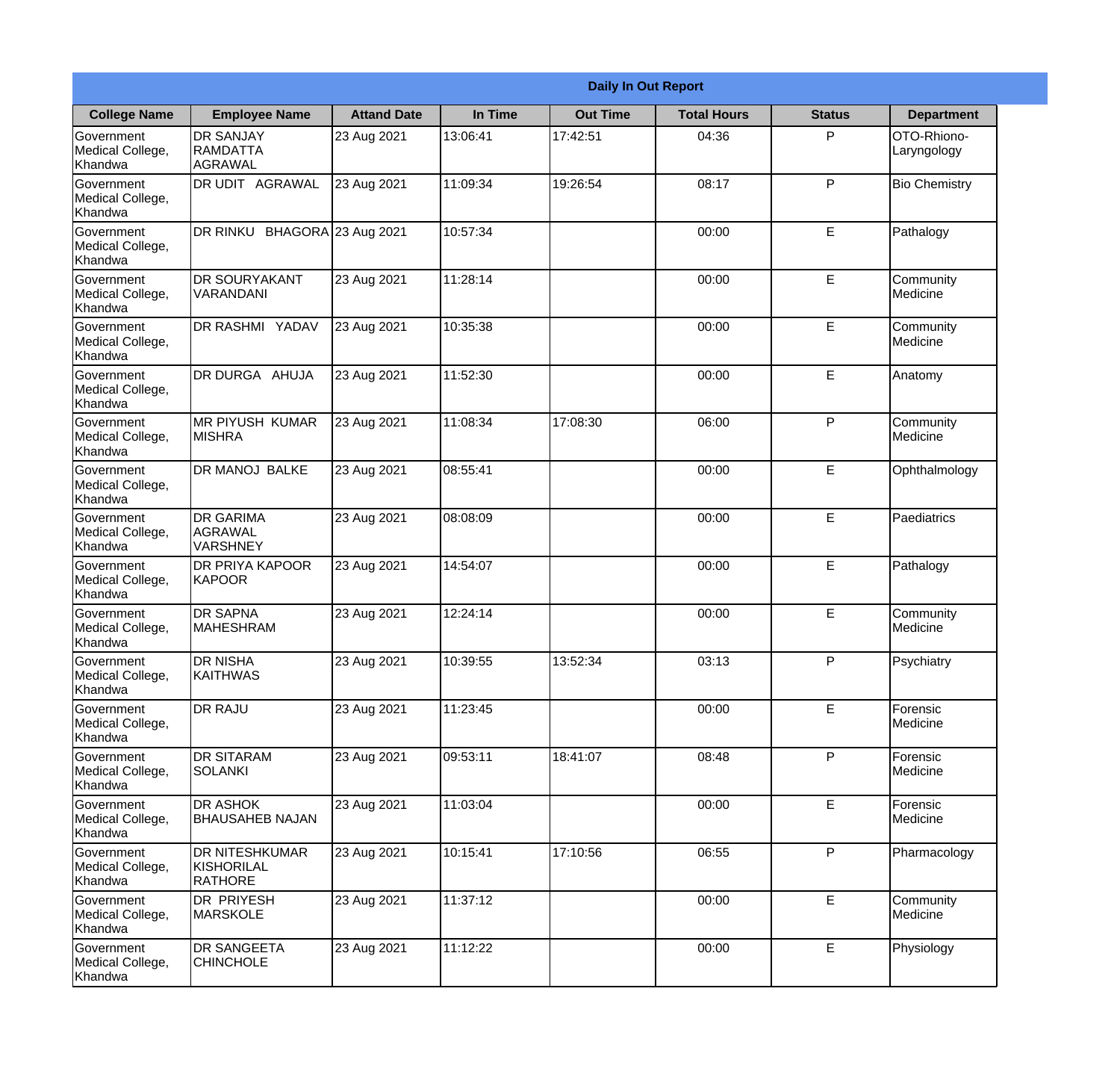| Daily In Out Report | | | | | | | |
|---|---|---|---|---|---|---|---|
| **College Name** | **Employee Name** | **Attand Date** | **In Time** | **Out Time** | **Total Hours** | **Status** | **Department** |
| Government Medical College, Khandwa | DR SANJAY RAMDATTA AGRAWAL | 23 Aug 2021 | 13:06:41 | 17:42:51 | 04:36 | P | OTO-Rhiono-Laryngology |
| Government Medical College, Khandwa | DR UDIT AGRAWAL | 23 Aug 2021 | 11:09:34 | 19:26:54 | 08:17 | P | Bio Chemistry |
| Government Medical College, Khandwa | DR RINKU BHAGORA | 23 Aug 2021 | 10:57:34 | | 00:00 | E | Pathalogy |
| Government Medical College, Khandwa | DR SOURYAKANT VARANDANI | 23 Aug 2021 | 11:28:14 | | 00:00 | E | Community Medicine |
| Government Medical College, Khandwa | DR RASHMI YADAV | 23 Aug 2021 | 10:35:38 | | 00:00 | E | Community Medicine |
| Government Medical College, Khandwa | DR DURGA AHUJA | 23 Aug 2021 | 11:52:30 | | 00:00 | E | Anatomy |
| Government Medical College, Khandwa | MR PIYUSH KUMAR MISHRA | 23 Aug 2021 | 11:08:34 | 17:08:30 | 06:00 | P | Community Medicine |
| Government Medical College, Khandwa | DR MANOJ BALKE | 23 Aug 2021 | 08:55:41 | | 00:00 | E | Ophthalmology |
| Government Medical College, Khandwa | DR GARIMA AGRAWAL VARSHNEY | 23 Aug 2021 | 08:08:09 | | 00:00 | E | Paediatrics |
| Government Medical College, Khandwa | DR PRIYA KAPOOR KAPOOR | 23 Aug 2021 | 14:54:07 | | 00:00 | E | Pathalogy |
| Government Medical College, Khandwa | DR SAPNA MAHESHRAM | 23 Aug 2021 | 12:24:14 | | 00:00 | E | Community Medicine |
| Government Medical College, Khandwa | DR NISHA KAITHWAS | 23 Aug 2021 | 10:39:55 | 13:52:34 | 03:13 | P | Psychiatry |
| Government Medical College, Khandwa | DR RAJU | 23 Aug 2021 | 11:23:45 | | 00:00 | E | Forensic Medicine |
| Government Medical College, Khandwa | DR SITARAM SOLANKI | 23 Aug 2021 | 09:53:11 | 18:41:07 | 08:48 | P | Forensic Medicine |
| Government Medical College, Khandwa | DR ASHOK BHAUSAHEB NAJAN | 23 Aug 2021 | 11:03:04 | | 00:00 | E | Forensic Medicine |
| Government Medical College, Khandwa | DR NITESHKUMAR KISHORILAL RATHORE | 23 Aug 2021 | 10:15:41 | 17:10:56 | 06:55 | P | Pharmacology |
| Government Medical College, Khandwa | DR PRIYESH MARSKOLE | 23 Aug 2021 | 11:37:12 | | 00:00 | E | Community Medicine |
| Government Medical College, Khandwa | DR SANGEETA CHINCHOLE | 23 Aug 2021 | 11:12:22 | | 00:00 | E | Physiology |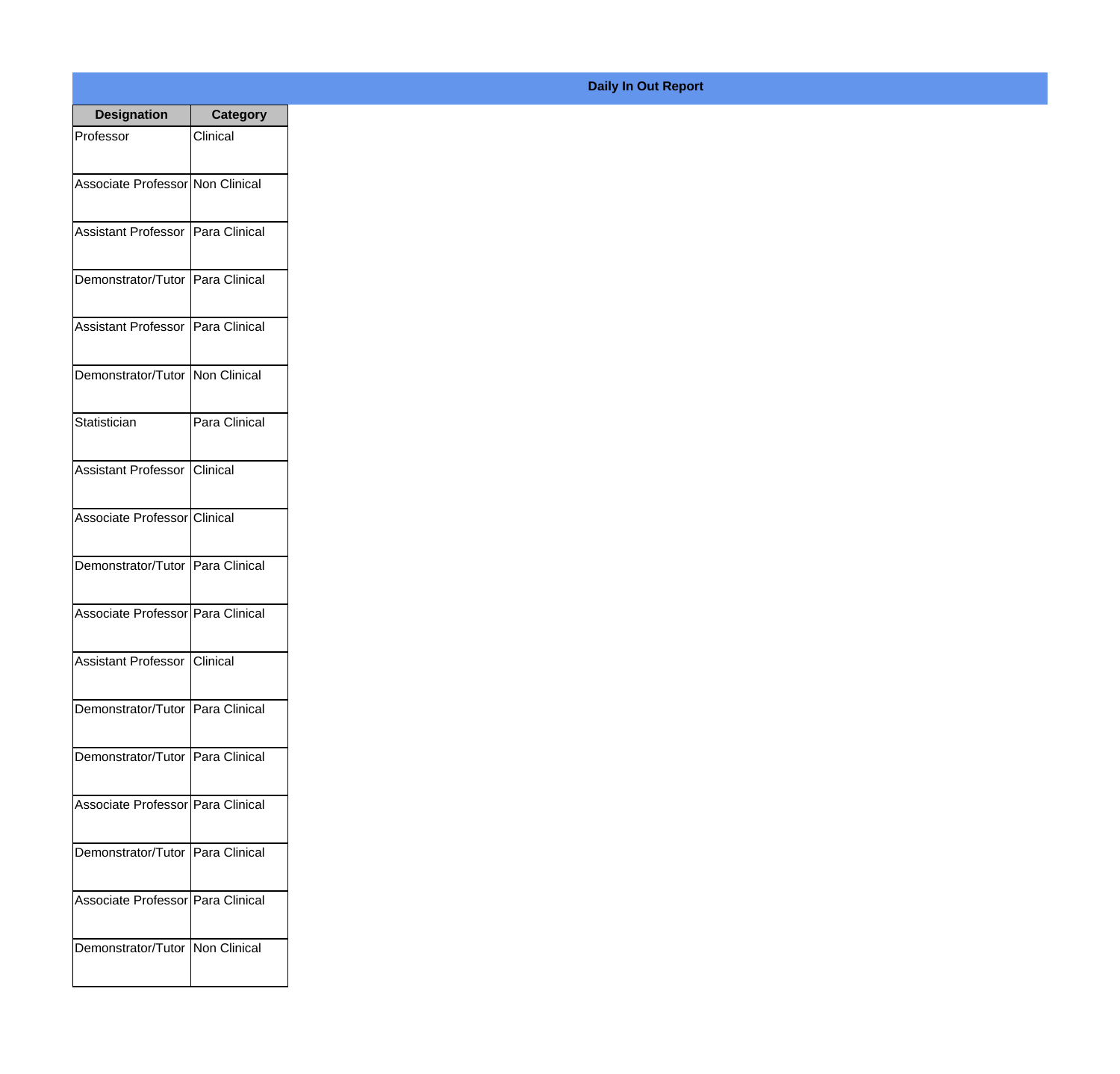## Daily In Out Report

| Designation | Category |
| --- | --- |
| Professor | Clinical |
| Associate Professor | Non Clinical |
| Assistant Professor | Para Clinical |
| Demonstrator/Tutor | Para Clinical |
| Assistant Professor | Para Clinical |
| Demonstrator/Tutor | Non Clinical |
| Statistician | Para Clinical |
| Assistant Professor | Clinical |
| Associate Professor | Clinical |
| Demonstrator/Tutor | Para Clinical |
| Associate Professor | Para Clinical |
| Assistant Professor | Clinical |
| Demonstrator/Tutor | Para Clinical |
| Demonstrator/Tutor | Para Clinical |
| Associate Professor | Para Clinical |
| Demonstrator/Tutor | Para Clinical |
| Associate Professor | Para Clinical |
| Demonstrator/Tutor | Non Clinical |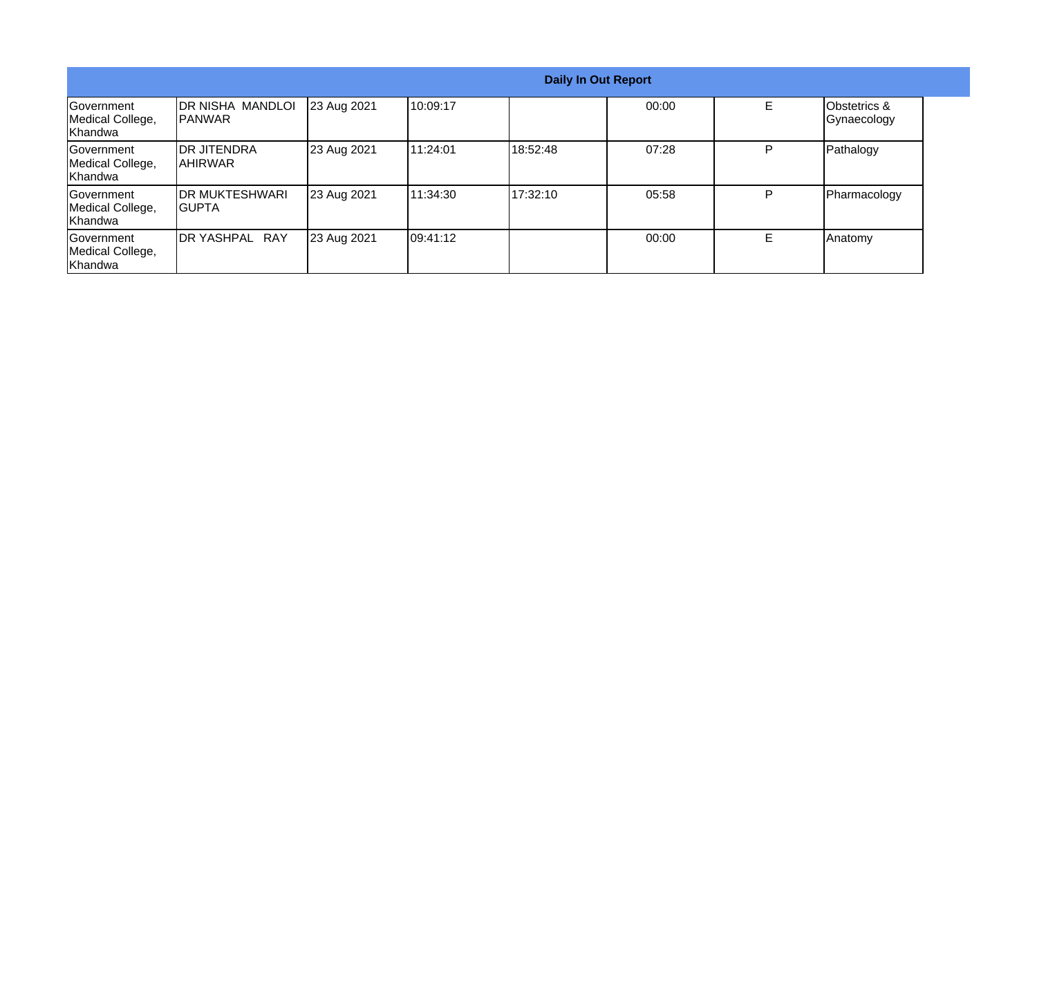| Daily In Out Report | | | | | | | |
|---|---|---|---|---|---|---|---|
| Government Medical College, Khandwa | DR NISHA MANDLOI PANWAR | 23 Aug 2021 | 10:09:17 | | 00:00 | E | Obstetrics & Gynaecology |
| Government Medical College, Khandwa | DR JITENDRA AHIRWAR | 23 Aug 2021 | 11:24:01 | 18:52:48 | 07:28 | P | Pathalogy |
| Government Medical College, Khandwa | DR MUKTESHWARI GUPTA | 23 Aug 2021 | 11:34:30 | 17:32:10 | 05:58 | P | Pharmacology |
| Government Medical College, Khandwa | DR YASHPAL RAY | 23 Aug 2021 | 09:41:12 | | 00:00 | E | Anatomy |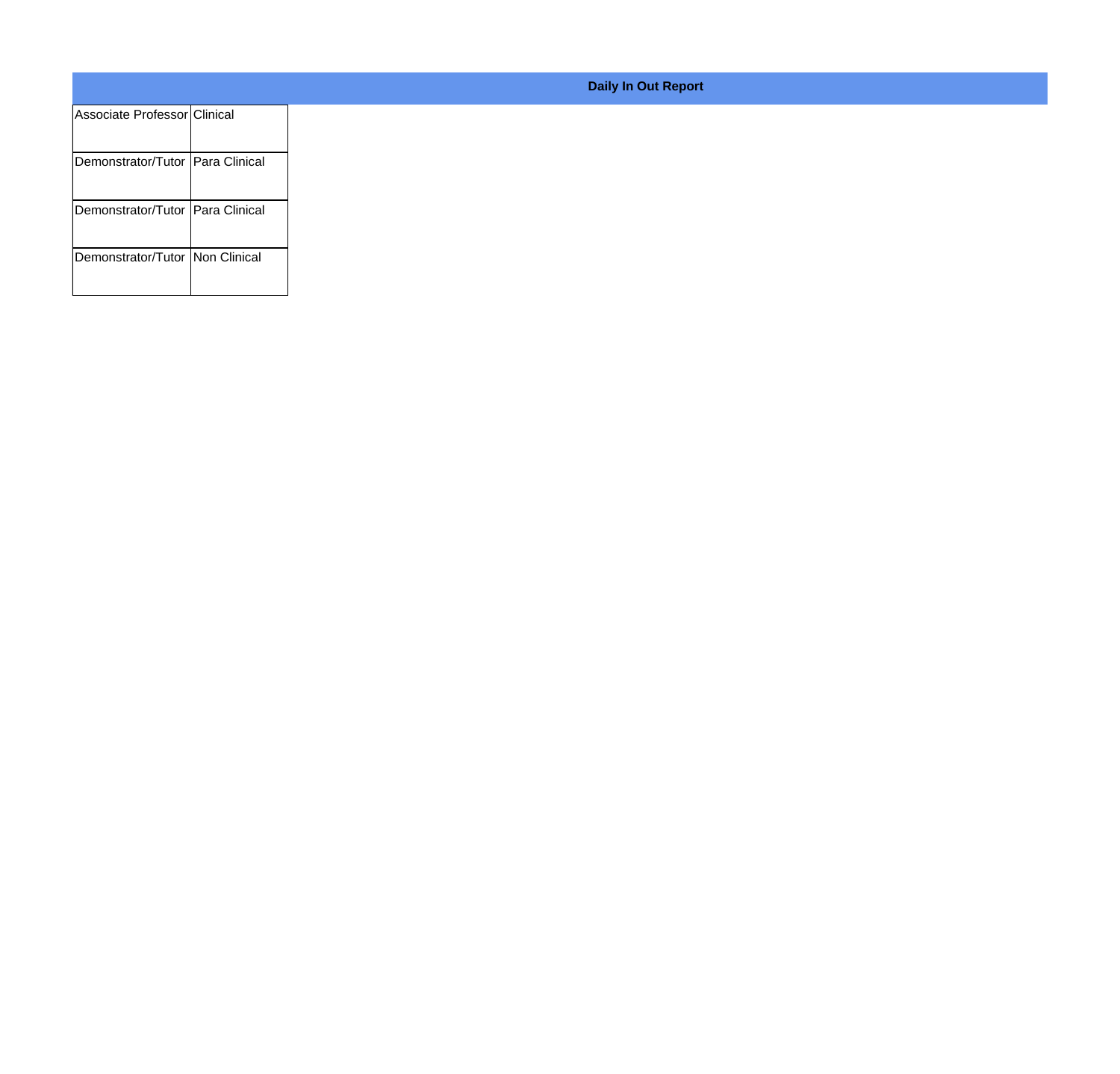**Daily In Out Report**

| | |
|---|---|
| Associate Professor | Clinical |
| Demonstrator/Tutor | Para Clinical |
| Demonstrator/Tutor | Para Clinical |
| Demonstrator/Tutor | Non Clinical |